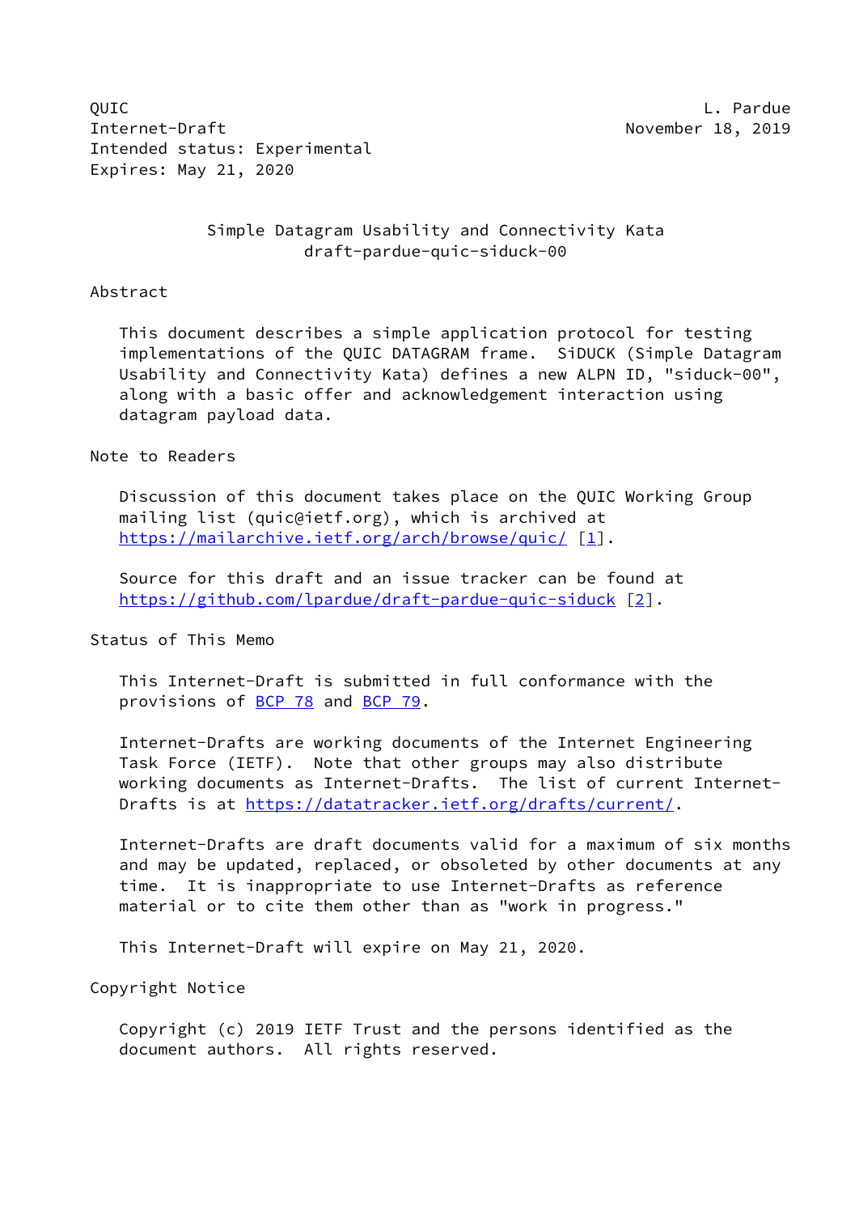QUIC L. Pardue
Internet-Draft November 18, 2019
Intended status: Experimental
Expires: May 21, 2020

# Simple Datagram Usability and Connectivity Kata
## draft-pardue-quic-siduck-00

## Abstract

This document describes a simple application protocol for testing implementations of the QUIC DATAGRAM frame. SiDUCK (Simple Datagram Usability and Connectivity Kata) defines a new ALPN ID, "siduck-00", along with a basic offer and acknowledgement interaction using datagram payload data.

## Note to Readers

Discussion of this document takes place on the QUIC Working Group mailing list (quic@ietf.org), which is archived at https://mailarchive.ietf.org/arch/browse/quic/ [1].

Source for this draft and an issue tracker can be found at https://github.com/lpardue/draft-pardue-quic-siduck [2].

## Status of This Memo

This Internet-Draft is submitted in full conformance with the provisions of BCP 78 and BCP 79.

Internet-Drafts are working documents of the Internet Engineering Task Force (IETF). Note that other groups may also distribute working documents as Internet-Drafts. The list of current Internet-Drafts is at https://datatracker.ietf.org/drafts/current/.

Internet-Drafts are draft documents valid for a maximum of six months and may be updated, replaced, or obsoleted by other documents at any time. It is inappropriate to use Internet-Drafts as reference material or to cite them other than as "work in progress."

This Internet-Draft will expire on May 21, 2020.

## Copyright Notice

Copyright (c) 2019 IETF Trust and the persons identified as the document authors. All rights reserved.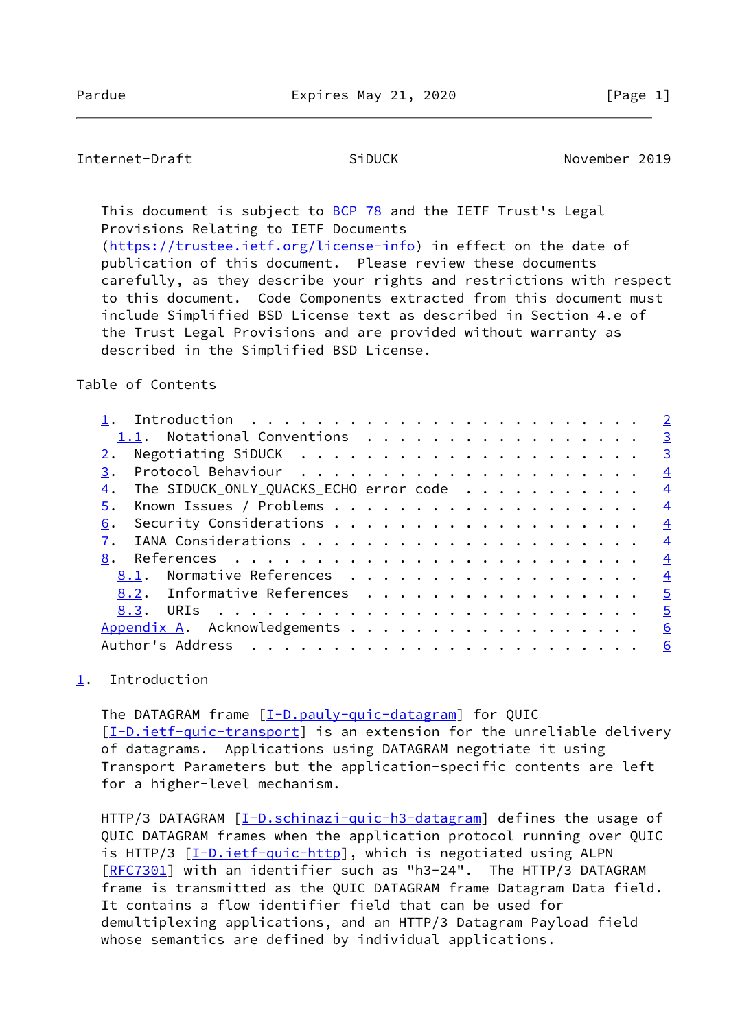This document is subject to BCP 78 and the IETF Trust's Legal Provisions Relating to IETF Documents (https://trustee.ietf.org/license-info) in effect on the date of publication of this document. Please review these documents carefully, as they describe your rights and restrictions with respect to this document. Code Components extracted from this document must include Simplified BSD License text as described in Section 4.e of the Trust Legal Provisions and are provided without warranty as described in the Simplified BSD License.

Table of Contents

- 1. Introduction . . . . . . . . . . . . . . . . . . . . . . . . 2
  - 1.1. Notational Conventions . . . . . . . . . . . . . . . . . 3
- 2. Negotiating SiDUCK . . . . . . . . . . . . . . . . . . . . . 3
- 3. Protocol Behaviour . . . . . . . . . . . . . . . . . . . . . 4
- 4. The SIDUCK_ONLY_QUACKS_ECHO error code . . . . . . . . . . . 4
- 5. Known Issues / Problems . . . . . . . . . . . . . . . . . . . 4
- 6. Security Considerations . . . . . . . . . . . . . . . . . . . 4
- 7. IANA Considerations . . . . . . . . . . . . . . . . . . . . . 4
- 8. References . . . . . . . . . . . . . . . . . . . . . . . . . 4
  - 8.1. Normative References . . . . . . . . . . . . . . . . . . 4
  - 8.2. Informative References . . . . . . . . . . . . . . . . . 5
  - 8.3. URIs . . . . . . . . . . . . . . . . . . . . . . . . . . 5
- Appendix A. Acknowledgements . . . . . . . . . . . . . . . . . . 6
- Author's Address . . . . . . . . . . . . . . . . . . . . . . . . 6

# 1. Introduction

The DATAGRAM frame [I-D.pauly-quic-datagram] for QUIC [I-D.ietf-quic-transport] is an extension for the unreliable delivery of datagrams. Applications using DATAGRAM negotiate it using Transport Parameters but the application-specific contents are left for a higher-level mechanism.

HTTP/3 DATAGRAM [I-D.schinazi-quic-h3-datagram] defines the usage of QUIC DATAGRAM frames when the application protocol running over QUIC is HTTP/3 [I-D.ietf-quic-http], which is negotiated using ALPN [RFC7301] with an identifier such as "h3-24". The HTTP/3 DATAGRAM frame is transmitted as the QUIC DATAGRAM frame Datagram Data field. It contains a flow identifier field that can be used for demultiplexing applications, and an HTTP/3 Datagram Payload field whose semantics are defined by individual applications.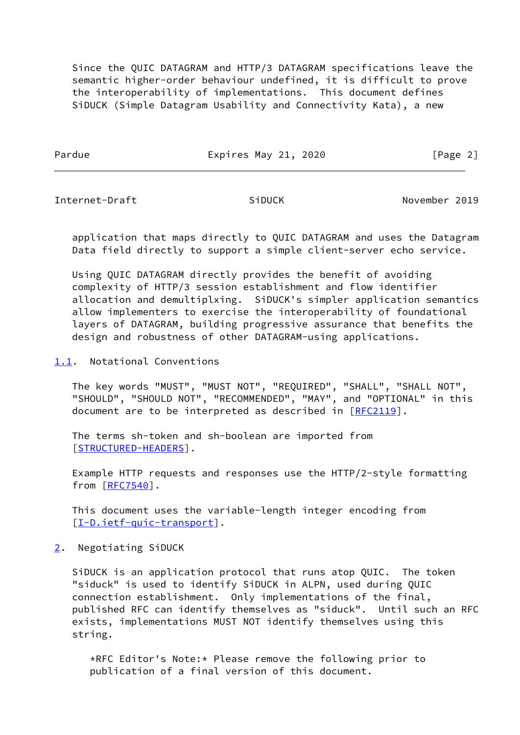Since the QUIC DATAGRAM and HTTP/3 DATAGRAM specifications leave the semantic higher-order behaviour undefined, it is difficult to prove the interoperability of implementations. This document defines SiDUCK (Simple Datagram Usability and Connectivity Kata), a new application that maps directly to QUIC DATAGRAM and uses the Datagram Data field directly to support a simple client-server echo service.

Using QUIC DATAGRAM directly provides the benefit of avoiding complexity of HTTP/3 session establishment and flow identifier allocation and demultiplxing. SiDUCK's simpler application semantics allow implementers to exercise the interoperability of foundational layers of DATAGRAM, building progressive assurance that benefits the design and robustness of other DATAGRAM-using applications.

### 1.1. Notational Conventions

The key words "MUST", "MUST NOT", "REQUIRED", "SHALL", "SHALL NOT", "SHOULD", "SHOULD NOT", "RECOMMENDED", "MAY", and "OPTIONAL" in this document are to be interpreted as described in [RFC2119].

The terms sh-token and sh-boolean are imported from [STRUCTURED-HEADERS].

Example HTTP requests and responses use the HTTP/2-style formatting from [RFC7540].

This document uses the variable-length integer encoding from [I-D.ietf-quic-transport].

## 2. Negotiating SiDUCK

SiDUCK is an application protocol that runs atop QUIC. The token "siduck" is used to identify SiDUCK in ALPN, used during QUIC connection establishment. Only implementations of the final, published RFC can identify themselves as "siduck". Until such an RFC exists, implementations MUST NOT identify themselves using this string.

> *RFC Editor's Note:* Please remove the following prior to publication of a final version of this document.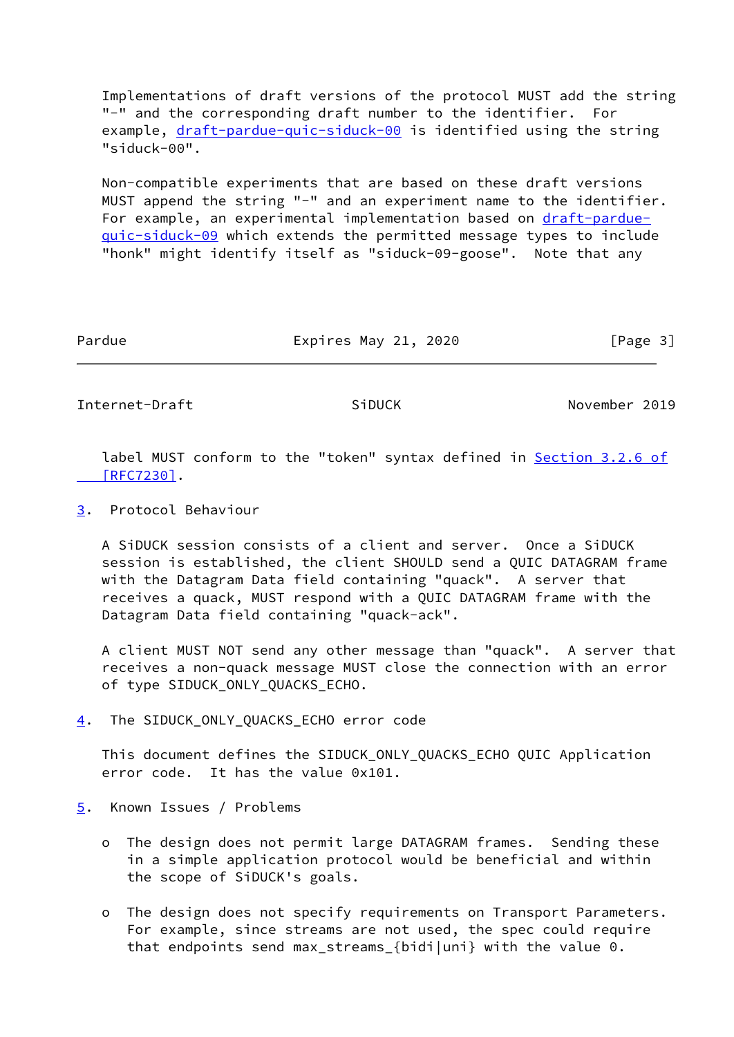Implementations of draft versions of the protocol MUST add the string "-" and the corresponding draft number to the identifier. For example, draft-pardue-quic-siduck-00 is identified using the string "siduck-00".

Non-compatible experiments that are based on these draft versions MUST append the string "-" and an experiment name to the identifier. For example, an experimental implementation based on draft-pardue-quic-siduck-09 which extends the permitted message types to include "honk" might identify itself as "siduck-09-goose". Note that any label MUST conform to the "token" syntax defined in Section 3.2.6 of [RFC7230].

## 3. Protocol Behaviour

A SiDUCK session consists of a client and server. Once a SiDUCK session is established, the client SHOULD send a QUIC DATAGRAM frame with the Datagram Data field containing "quack". A server that receives a quack, MUST respond with a QUIC DATAGRAM frame with the Datagram Data field containing "quack-ack".

A client MUST NOT send any other message than "quack". A server that receives a non-quack message MUST close the connection with an error of type SIDUCK_ONLY_QUACKS_ECHO.

## 4. The SIDUCK_ONLY_QUACKS_ECHO error code

This document defines the SIDUCK_ONLY_QUACKS_ECHO QUIC Application error code. It has the value 0x101.

## 5. Known Issues / Problems

- The design does not permit large DATAGRAM frames. Sending these in a simple application protocol would be beneficial and within the scope of SiDUCK's goals.

- The design does not specify requirements on Transport Parameters. For example, since streams are not used, the spec could require that endpoints send max_streams_{bidi|uni} with the value 0.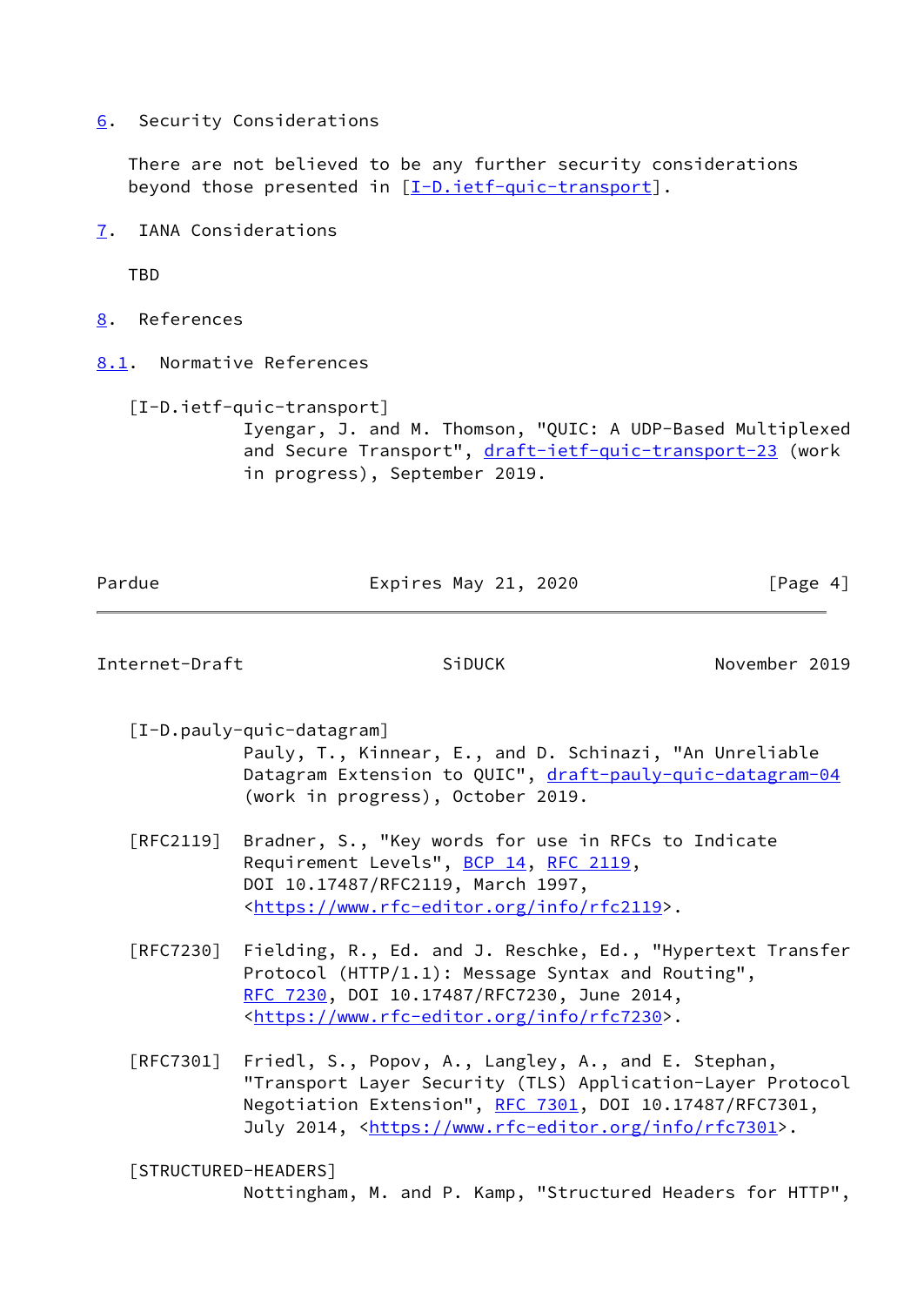## 6. Security Considerations

There are not believed to be any further security considerations beyond those presented in [I-D.ietf-quic-transport].

## 7. IANA Considerations

TBD

## 8. References

### 8.1. Normative References

[I-D.ietf-quic-transport]
Iyengar, J. and M. Thomson, "QUIC: A UDP-Based Multiplexed and Secure Transport", draft-ietf-quic-transport-23 (work in progress), September 2019.

[I-D.pauly-quic-datagram]
Pauly, T., Kinnear, E., and D. Schinazi, "An Unreliable Datagram Extension to QUIC", draft-pauly-quic-datagram-04 (work in progress), October 2019.

[RFC2119] Bradner, S., "Key words for use in RFCs to Indicate Requirement Levels", BCP 14, RFC 2119, DOI 10.17487/RFC2119, March 1997, <https://www.rfc-editor.org/info/rfc2119>.

[RFC7230] Fielding, R., Ed. and J. Reschke, Ed., "Hypertext Transfer Protocol (HTTP/1.1): Message Syntax and Routing", RFC 7230, DOI 10.17487/RFC7230, June 2014, <https://www.rfc-editor.org/info/rfc7230>.

[RFC7301] Friedl, S., Popov, A., Langley, A., and E. Stephan, "Transport Layer Security (TLS) Application-Layer Protocol Negotiation Extension", RFC 7301, DOI 10.17487/RFC7301, July 2014, <https://www.rfc-editor.org/info/rfc7301>.

[STRUCTURED-HEADERS]
Nottingham, M. and P. Kamp, "Structured Headers for HTTP",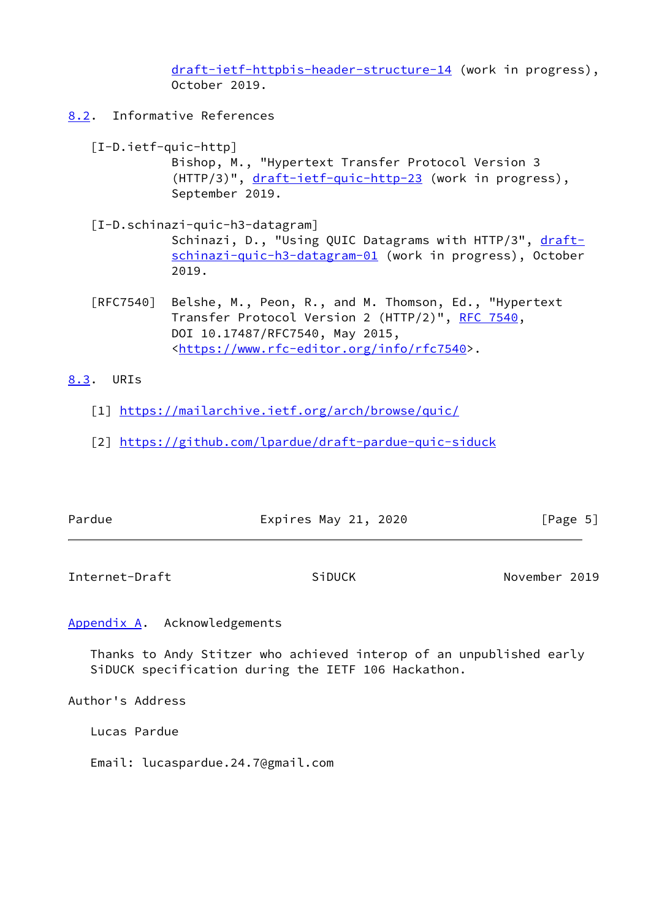draft-ietf-httpbis-header-structure-14 (work in progress), October 2019.

## 8.2. Informative References

[I-D.ietf-quic-http]
Bishop, M., "Hypertext Transfer Protocol Version 3 (HTTP/3)", draft-ietf-quic-http-23 (work in progress), September 2019.

[I-D.schinazi-quic-h3-datagram]
Schinazi, D., "Using QUIC Datagrams with HTTP/3", draft-schinazi-quic-h3-datagram-01 (work in progress), October 2019.

[RFC7540] Belshe, M., Peon, R., and M. Thomson, Ed., "Hypertext Transfer Protocol Version 2 (HTTP/2)", RFC 7540, DOI 10.17487/RFC7540, May 2015, <https://www.rfc-editor.org/info/rfc7540>.

## 8.3. URIs

[1] https://mailarchive.ietf.org/arch/browse/quic/

[2] https://github.com/lpardue/draft-pardue-quic-siduck

## Appendix A. Acknowledgements

Thanks to Andy Stitzer who achieved interop of an unpublished early SiDUCK specification during the IETF 106 Hackathon.

## Author's Address

Lucas Pardue

Email: lucaspardue.24.7@gmail.com